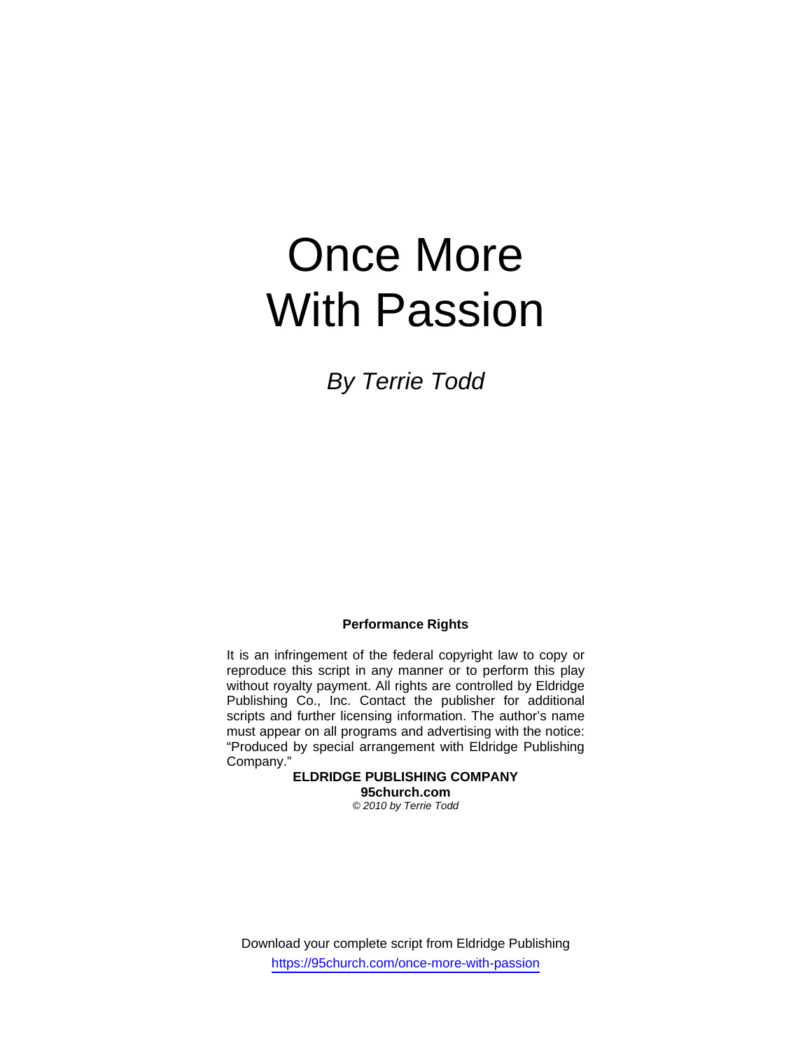# Once More With Passion

*By Terrie Todd*

**Performance Rights**

It is an infringement of the federal copyright law to copy or reproduce this script in any manner or to perform this play without royalty payment. All rights are controlled by Eldridge Publishing Co., Inc. Contact the publisher for additional scripts and further licensing information. The author's name must appear on all programs and advertising with the notice: "Produced by special arrangement with Eldridge Publishing Company."

**ELDRIDGE PUBLISHING COMPANY**
**95church.com**
*© 2010 by Terrie Todd*

Download your complete script from Eldridge Publishing
https://95church.com/once-more-with-passion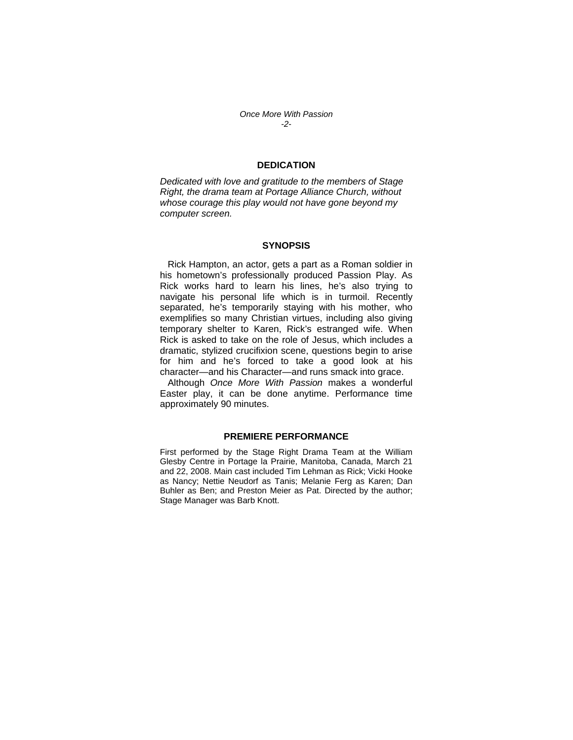## DEDICATION

*Dedicated with love and gratitude to the members of Stage Right, the drama team at Portage Alliance Church, without whose courage this play would not have gone beyond my computer screen.*

## SYNOPSIS

Rick Hampton, an actor, gets a part as a Roman soldier in his hometown's professionally produced Passion Play. As Rick works hard to learn his lines, he's also trying to navigate his personal life which is in turmoil. Recently separated, he's temporarily staying with his mother, who exemplifies so many Christian virtues, including also giving temporary shelter to Karen, Rick's estranged wife. When Rick is asked to take on the role of Jesus, which includes a dramatic, stylized crucifixion scene, questions begin to arise for him and he's forced to take a good look at his character—and his Character—and runs smack into grace.

Although *Once More With Passion* makes a wonderful Easter play, it can be done anytime. Performance time approximately 90 minutes.

## PREMIERE PERFORMANCE

First performed by the Stage Right Drama Team at the William Glesby Centre in Portage la Prairie, Manitoba, Canada, March 21 and 22, 2008. Main cast included Tim Lehman as Rick; Vicki Hooke as Nancy; Nettie Neudorf as Tanis; Melanie Ferg as Karen; Dan Buhler as Ben; and Preston Meier as Pat. Directed by the author; Stage Manager was Barb Knott.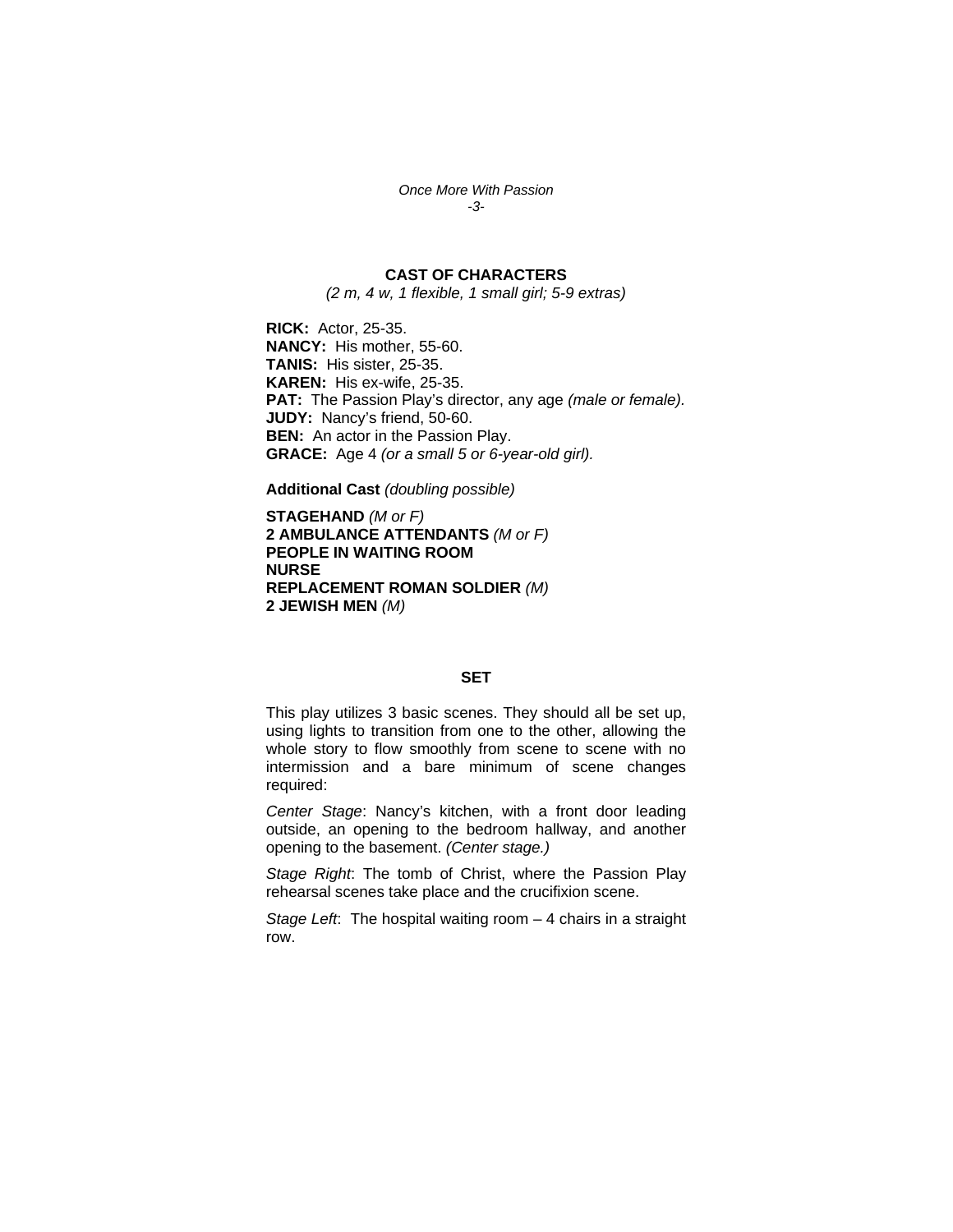## CAST OF CHARACTERS

*(2 m, 4 w, 1 flexible, 1 small girl; 5-9 extras)*

**RICK:** Actor, 25-35.
**NANCY:** His mother, 55-60.
**TANIS:** His sister, 25-35.
**KAREN:** His ex-wife, 25-35.
**PAT:** The Passion Play's director, any age *(male or female).*
**JUDY:** Nancy's friend, 50-60.
**BEN:** An actor in the Passion Play.
**GRACE:** Age 4 *(or a small 5 or 6-year-old girl).*

**Additional Cast** *(doubling possible)*

**STAGEHAND** *(M or F)*
**2 AMBULANCE ATTENDANTS** *(M or F)*
**PEOPLE IN WAITING ROOM**
**NURSE**
**REPLACEMENT ROMAN SOLDIER** *(M)*
**2 JEWISH MEN** *(M)*

## SET

This play utilizes 3 basic scenes. They should all be set up, using lights to transition from one to the other, allowing the whole story to flow smoothly from scene to scene with no intermission and a bare minimum of scene changes required:

*Center Stage*: Nancy's kitchen, with a front door leading outside, an opening to the bedroom hallway, and another opening to the basement. *(Center stage.)*

*Stage Right*: The tomb of Christ, where the Passion Play rehearsal scenes take place and the crucifixion scene.

*Stage Left*: The hospital waiting room – 4 chairs in a straight row.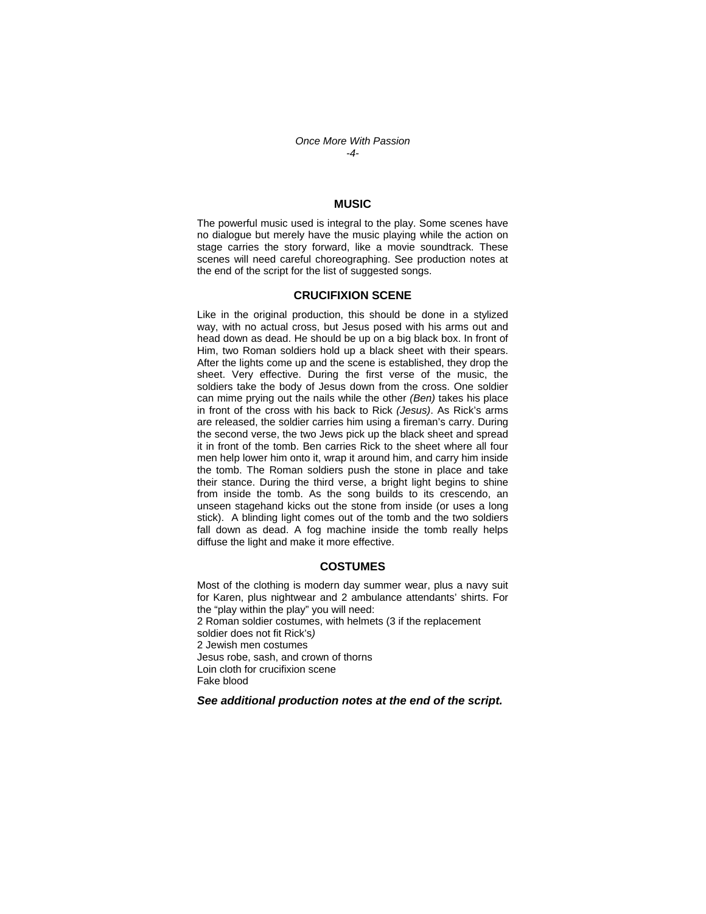## MUSIC

The powerful music used is integral to the play. Some scenes have no dialogue but merely have the music playing while the action on stage carries the story forward, like a movie soundtrack. These scenes will need careful choreographing. See production notes at the end of the script for the list of suggested songs.

## CRUCIFIXION SCENE

Like in the original production, this should be done in a stylized way, with no actual cross, but Jesus posed with his arms out and head down as dead. He should be up on a big black box. In front of Him, two Roman soldiers hold up a black sheet with their spears. After the lights come up and the scene is established, they drop the sheet. Very effective. During the first verse of the music, the soldiers take the body of Jesus down from the cross. One soldier can mime prying out the nails while the other *(Ben)* takes his place in front of the cross with his back to Rick *(Jesus)*. As Rick's arms are released, the soldier carries him using a fireman's carry. During the second verse, the two Jews pick up the black sheet and spread it in front of the tomb. Ben carries Rick to the sheet where all four men help lower him onto it, wrap it around him, and carry him inside the tomb. The Roman soldiers push the stone in place and take their stance. During the third verse, a bright light begins to shine from inside the tomb. As the song builds to its crescendo, an unseen stagehand kicks out the stone from inside (or uses a long stick). A blinding light comes out of the tomb and the two soldiers fall down as dead. A fog machine inside the tomb really helps diffuse the light and make it more effective.

## COSTUMES

Most of the clothing is modern day summer wear, plus a navy suit for Karen, plus nightwear and 2 ambulance attendants' shirts. For the "play within the play" you will need:

2 Roman soldier costumes, with helmets (3 if the replacement soldier does not fit Rick's*)*
2 Jewish men costumes
Jesus robe, sash, and crown of thorns
Loin cloth for crucifixion scene
Fake blood

***See additional production notes at the end of the script.***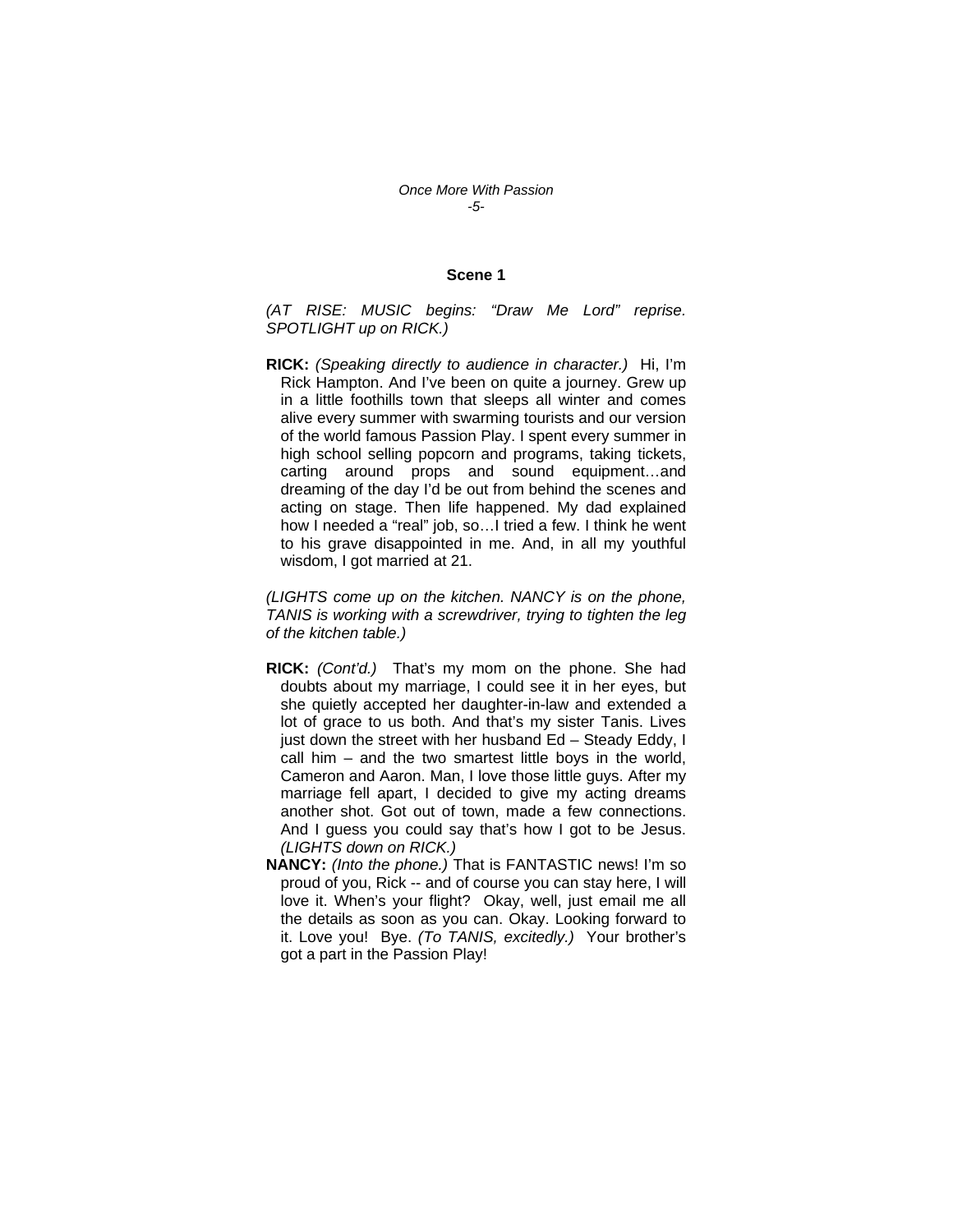### Scene 1

*(AT RISE: MUSIC begins: "Draw Me Lord" reprise. SPOTLIGHT up on RICK.)*

**RICK:** *(Speaking directly to audience in character.)* Hi, I'm Rick Hampton. And I've been on quite a journey. Grew up in a little foothills town that sleeps all winter and comes alive every summer with swarming tourists and our version of the world famous Passion Play. I spent every summer in high school selling popcorn and programs, taking tickets, carting around props and sound equipment…and dreaming of the day I'd be out from behind the scenes and acting on stage. Then life happened. My dad explained how I needed a "real" job, so…I tried a few. I think he went to his grave disappointed in me. And, in all my youthful wisdom, I got married at 21.

*(LIGHTS come up on the kitchen. NANCY is on the phone, TANIS is working with a screwdriver, trying to tighten the leg of the kitchen table.)*

**RICK:** *(Cont'd.)* That's my mom on the phone. She had doubts about my marriage, I could see it in her eyes, but she quietly accepted her daughter-in-law and extended a lot of grace to us both. And that's my sister Tanis. Lives just down the street with her husband Ed – Steady Eddy, I call him – and the two smartest little boys in the world, Cameron and Aaron. Man, I love those little guys. After my marriage fell apart, I decided to give my acting dreams another shot. Got out of town, made a few connections. And I guess you could say that's how I got to be Jesus. *(LIGHTS down on RICK.)*

**NANCY:** *(Into the phone.)* That is FANTASTIC news! I'm so proud of you, Rick -- and of course you can stay here, I will love it. When's your flight? Okay, well, just email me all the details as soon as you can. Okay. Looking forward to it. Love you! Bye. *(To TANIS, excitedly.)* Your brother's got a part in the Passion Play!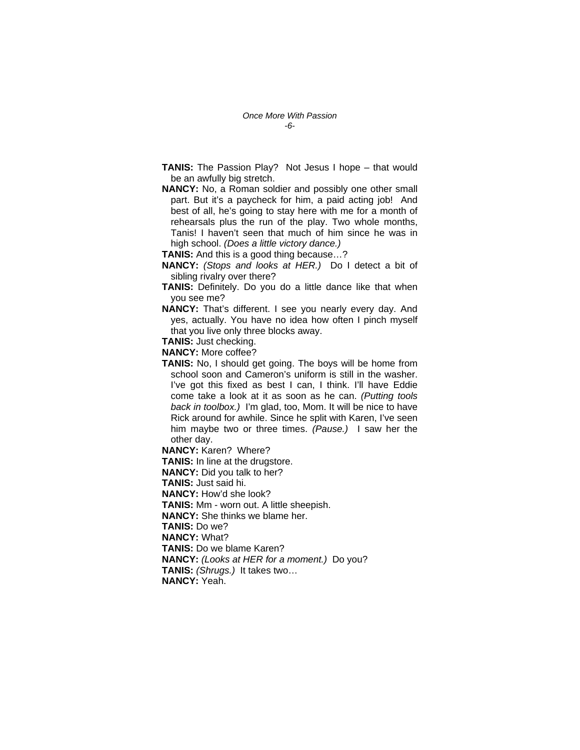**TANIS:** The Passion Play? Not Jesus I hope – that would be an awfully big stretch.

**NANCY:** No, a Roman soldier and possibly one other small part. But it's a paycheck for him, a paid acting job! And best of all, he's going to stay here with me for a month of rehearsals plus the run of the play. Two whole months, Tanis! I haven't seen that much of him since he was in high school. *(Does a little victory dance.)*

**TANIS:** And this is a good thing because…?

**NANCY:** *(Stops and looks at HER.)* Do I detect a bit of sibling rivalry over there?

**TANIS:** Definitely. Do you do a little dance like that when you see me?

**NANCY:** That's different. I see you nearly every day. And yes, actually. You have no idea how often I pinch myself that you live only three blocks away.

**TANIS:** Just checking.

**NANCY:** More coffee?

**TANIS:** No, I should get going. The boys will be home from school soon and Cameron's uniform is still in the washer. I've got this fixed as best I can, I think. I'll have Eddie come take a look at it as soon as he can. *(Putting tools back in toolbox.)* I'm glad, too, Mom. It will be nice to have Rick around for awhile. Since he split with Karen, I've seen him maybe two or three times. *(Pause.)* I saw her the other day.

**NANCY:** Karen? Where?

**TANIS:** In line at the drugstore.

**NANCY:** Did you talk to her?

**TANIS:** Just said hi.

**NANCY:** How'd she look?

**TANIS:** Mm - worn out. A little sheepish.

**NANCY:** She thinks we blame her.

**TANIS:** Do we?

**NANCY:** What?

**TANIS:** Do we blame Karen?

**NANCY:** *(Looks at HER for a moment.)* Do you?

**TANIS:** *(Shrugs.)* It takes two…

**NANCY:** Yeah.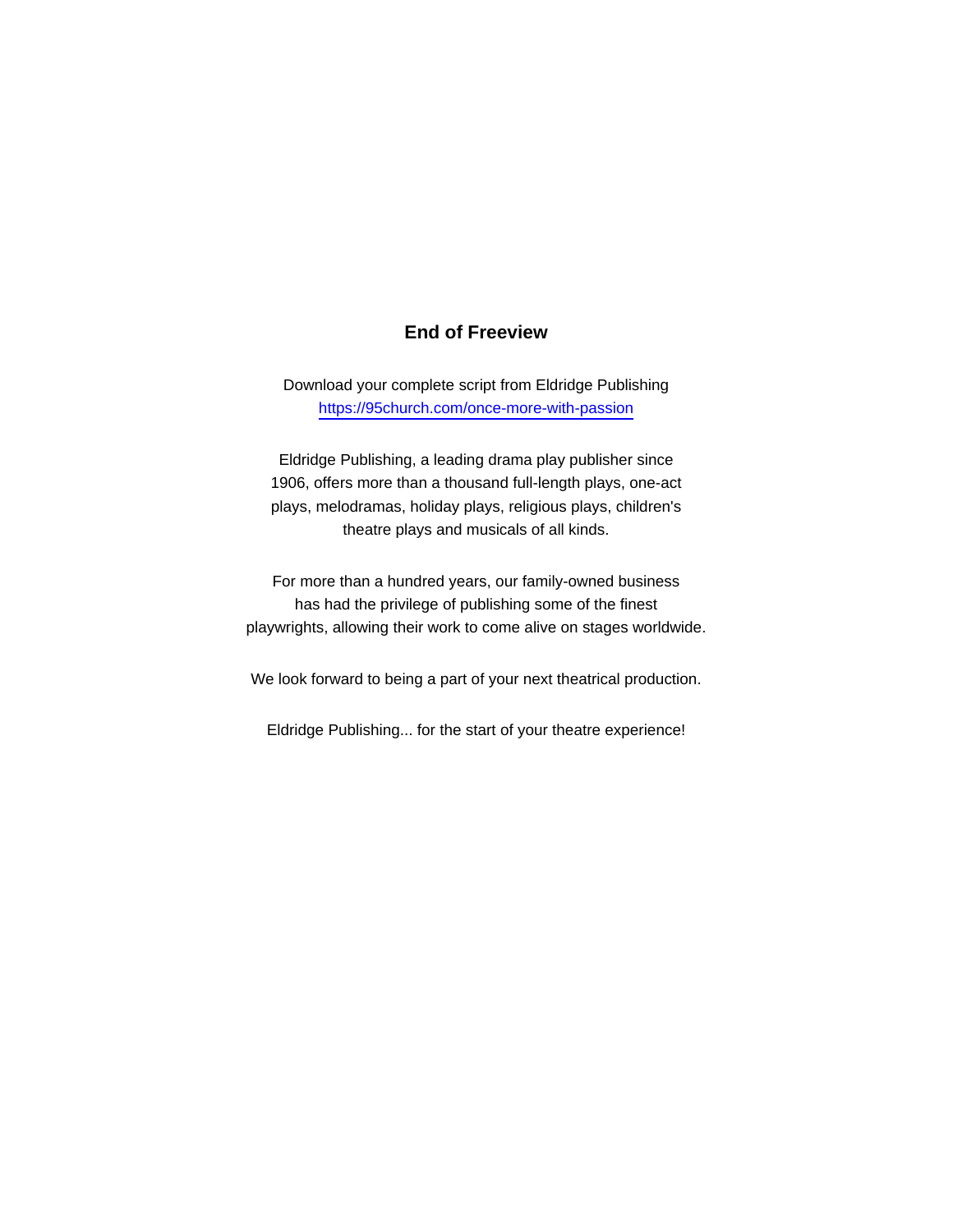## End of Freeview

Download your complete script from Eldridge Publishing
https://95church.com/once-more-with-passion

Eldridge Publishing, a leading drama play publisher since 1906, offers more than a thousand full-length plays, one-act plays, melodramas, holiday plays, religious plays, children's theatre plays and musicals of all kinds.

For more than a hundred years, our family-owned business has had the privilege of publishing some of the finest playwrights, allowing their work to come alive on stages worldwide.

We look forward to being a part of your next theatrical production.

Eldridge Publishing... for the start of your theatre experience!